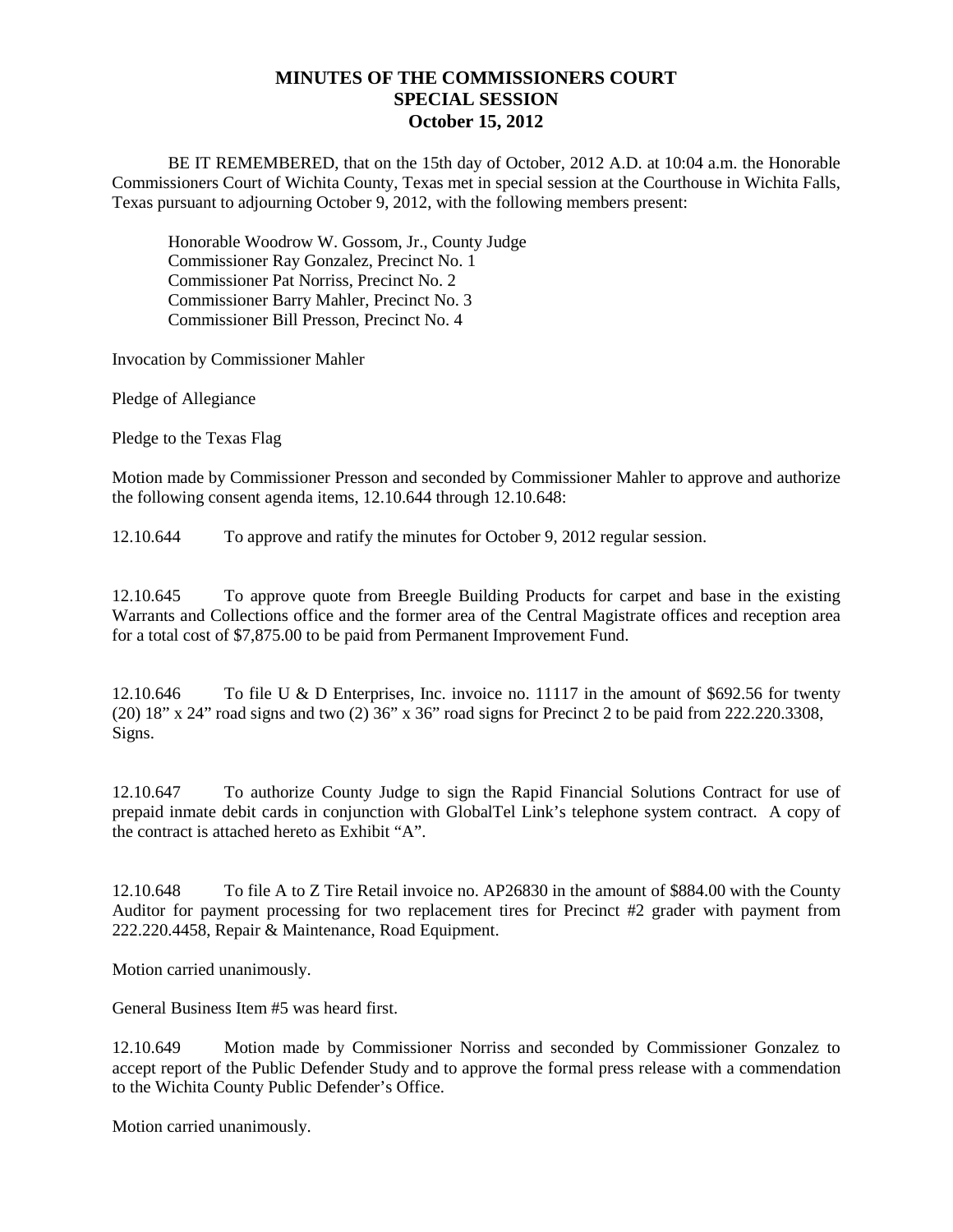# MINUTES OF THE COMMISSIONERS COURT
## SPECIAL SESSION
## October 15, 2012

BE IT REMEMBERED, that on the 15th day of October, 2012 A.D. at 10:04 a.m. the Honorable Commissioners Court of Wichita County, Texas met in special session at the Courthouse in Wichita Falls, Texas pursuant to adjourning October 9, 2012, with the following members present:

Honorable Woodrow W. Gossom, Jr., County Judge
Commissioner Ray Gonzalez, Precinct No. 1
Commissioner Pat Norriss, Precinct No. 2
Commissioner Barry Mahler, Precinct No. 3
Commissioner Bill Presson, Precinct No. 4

Invocation by Commissioner Mahler

Pledge of Allegiance

Pledge to the Texas Flag

Motion made by Commissioner Presson and seconded by Commissioner Mahler to approve and authorize the following consent agenda items, 12.10.644 through 12.10.648:

12.10.644 To approve and ratify the minutes for October 9, 2012 regular session.

12.10.645 To approve quote from Breegle Building Products for carpet and base in the existing Warrants and Collections office and the former area of the Central Magistrate offices and reception area for a total cost of $7,875.00 to be paid from Permanent Improvement Fund.

12.10.646 To file U & D Enterprises, Inc. invoice no. 11117 in the amount of $692.56 for twenty (20) 18" x 24" road signs and two (2) 36" x 36" road signs for Precinct 2 to be paid from 222.220.3308, Signs.

12.10.647 To authorize County Judge to sign the Rapid Financial Solutions Contract for use of prepaid inmate debit cards in conjunction with GlobalTel Link's telephone system contract. A copy of the contract is attached hereto as Exhibit "A".

12.10.648 To file A to Z Tire Retail invoice no. AP26830 in the amount of $884.00 with the County Auditor for payment processing for two replacement tires for Precinct #2 grader with payment from 222.220.4458, Repair & Maintenance, Road Equipment.

Motion carried unanimously.

General Business Item #5 was heard first.

12.10.649 Motion made by Commissioner Norriss and seconded by Commissioner Gonzalez to accept report of the Public Defender Study and to approve the formal press release with a commendation to the Wichita County Public Defender's Office.

Motion carried unanimously.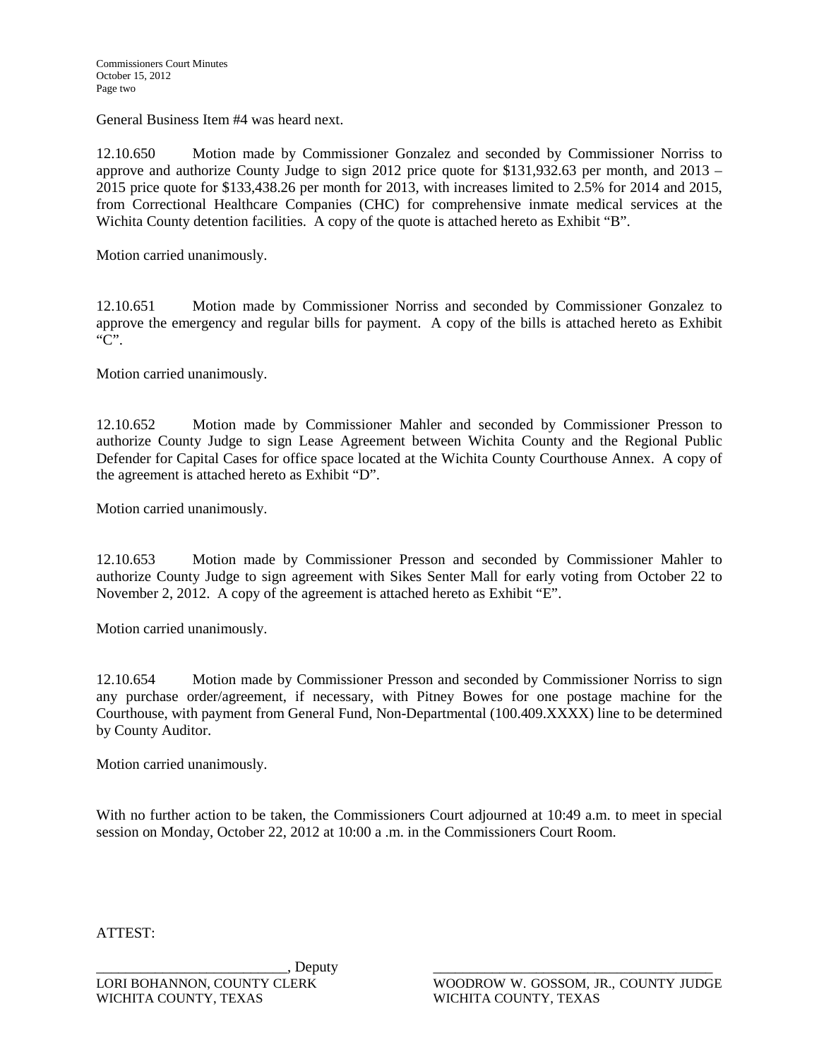General Business Item #4 was heard next.

12.10.650 Motion made by Commissioner Gonzalez and seconded by Commissioner Norriss to approve and authorize County Judge to sign 2012 price quote for $131,932.63 per month, and 2013 – 2015 price quote for $133,438.26 per month for 2013, with increases limited to 2.5% for 2014 and 2015, from Correctional Healthcare Companies (CHC) for comprehensive inmate medical services at the Wichita County detention facilities. A copy of the quote is attached hereto as Exhibit "B".

Motion carried unanimously.

12.10.651 Motion made by Commissioner Norriss and seconded by Commissioner Gonzalez to approve the emergency and regular bills for payment. A copy of the bills is attached hereto as Exhibit "C".

Motion carried unanimously.

12.10.652 Motion made by Commissioner Mahler and seconded by Commissioner Presson to authorize County Judge to sign Lease Agreement between Wichita County and the Regional Public Defender for Capital Cases for office space located at the Wichita County Courthouse Annex. A copy of the agreement is attached hereto as Exhibit "D".

Motion carried unanimously.

12.10.653 Motion made by Commissioner Presson and seconded by Commissioner Mahler to authorize County Judge to sign agreement with Sikes Senter Mall for early voting from October 22 to November 2, 2012. A copy of the agreement is attached hereto as Exhibit "E".

Motion carried unanimously.

12.10.654 Motion made by Commissioner Presson and seconded by Commissioner Norriss to sign any purchase order/agreement, if necessary, with Pitney Bowes for one postage machine for the Courthouse, with payment from General Fund, Non-Departmental (100.409.XXXX) line to be determined by County Auditor.

Motion carried unanimously.

With no further action to be taken, the Commissioners Court adjourned at 10:49 a.m. to meet in special session on Monday, October 22, 2012 at 10:00 a .m. in the Commissioners Court Room.

ATTEST:

___________________________, Deputy
LORI BOHANNON, COUNTY CLERK
WICHITA COUNTY, TEXAS

________________________________________
WOODROW W. GOSSOM, JR., COUNTY JUDGE
WICHITA COUNTY, TEXAS